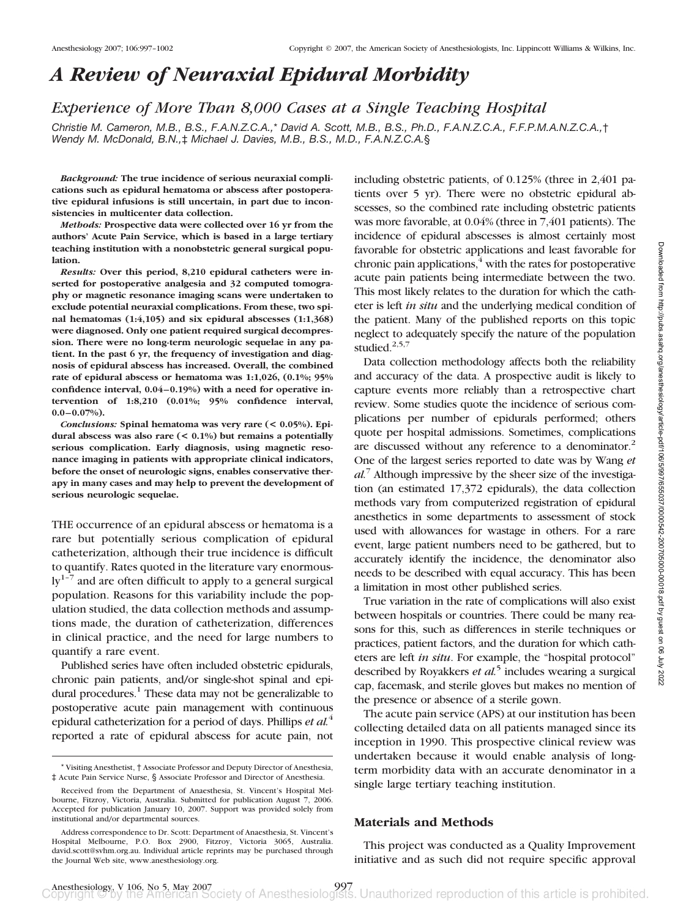# A Review of Neuraxial Epidural Morbidity

## Experience of More Than 8,000 Cases at a Single Teaching Hospital

*Christie M. Cameron, M.B., B.S., F.A.N.Z.C.A.,\* David A. Scott, M.B., B.S., Ph.D., F.A.N.Z.C.A., F.F.P.M.A.N.Z.C.A.,† Wendy M. McDonald, B.N.,‡ Michael J. Davies, M.B., B.S., M.D., F.A.N.Z.C.A.§*

***Background:*** **The true incidence of serious neuraxial complications such as epidural hematoma or abscess after postoperative epidural infusions is still uncertain, in part due to inconsistencies in multicenter data collection.**

***Methods:*** **Prospective data were collected over 16 yr from the authors' Acute Pain Service, which is based in a large tertiary teaching institution with a nonobstetric general surgical population.**

***Results:*** **Over this period, 8,210 epidural catheters were inserted for postoperative analgesia and 32 computed tomography or magnetic resonance imaging scans were undertaken to exclude potential neuraxial complications. From these, two spinal hematomas (1:4,105) and six epidural abscesses (1:1,368) were diagnosed. Only one patient required surgical decompression. There were no long-term neurologic sequelae in any patient. In the past 6 yr, the frequency of investigation and diagnosis of epidural abscess has increased. Overall, the combined rate of epidural abscess or hematoma was 1:1,026, (0.1%; 95% confidence interval, 0.04–0.19%) with a need for operative intervention of 1:8,210 (0.01%; 95% confidence interval, 0.0–0.07%).**

***Conclusions:*** **Spinal hematoma was very rare (< 0.05%). Epidural abscess was also rare (< 0.1%) but remains a potentially serious complication. Early diagnosis, using magnetic resonance imaging in patients with appropriate clinical indicators, before the onset of neurologic signs, enables conservative therapy in many cases and may help to prevent the development of serious neurologic sequelae.**

THE occurrence of an epidural abscess or hematoma is a rare but potentially serious complication of epidural catheterization, although their true incidence is difficult to quantify. Rates quoted in the literature vary enormously[1–7] and are often difficult to apply to a general surgical population. Reasons for this variability include the population studied, the data collection methods and assumptions made, the duration of catheterization, differences in clinical practice, and the need for large numbers to quantify a rare event.

Published series have often included obstetric epidurals, chronic pain patients, and/or single-shot spinal and epidural procedures.[1] These data may not be generalizable to postoperative acute pain management with continuous epidural catheterization for a period of days. Phillips *et al.*[4] reported a rate of epidural abscess for acute pain, not including obstetric patients, of 0.125% (three in 2,401 patients over 5 yr). There were no obstetric epidural abscesses, so the combined rate including obstetric patients was more favorable, at 0.04% (three in 7,401 patients). The incidence of epidural abscesses is almost certainly most favorable for obstetric applications and least favorable for chronic pain applications,[4] with the rates for postoperative acute pain patients being intermediate between the two. This most likely relates to the duration for which the catheter is left *in situ* and the underlying medical condition of the patient. Many of the published reports on this topic neglect to adequately specify the nature of the population studied.[2,5,7]

Data collection methodology affects both the reliability and accuracy of the data. A prospective audit is likely to capture events more reliably than a retrospective chart review. Some studies quote the incidence of serious complications per number of epidurals performed; others quote per hospital admissions. Sometimes, complications are discussed without any reference to a denominator.[2] One of the largest series reported to date was by Wang *et al.*[7] Although impressive by the sheer size of the investigation (an estimated 17,372 epidurals), the data collection methods vary from computerized registration of epidural anesthetics in some departments to assessment of stock used with allowances for wastage in others. For a rare event, large patient numbers need to be gathered, but to accurately identify the incidence, the denominator also needs to be described with equal accuracy. This has been a limitation in most other published series.

True variation in the rate of complications will also exist between hospitals or countries. There could be many reasons for this, such as differences in sterile techniques or practices, patient factors, and the duration for which catheters are left *in situ*. For example, the "hospital protocol" described by Royakkers *et al.*[5] includes wearing a surgical cap, facemask, and sterile gloves but makes no mention of the presence or absence of a sterile gown.

The acute pain service (APS) at our institution has been collecting detailed data on all patients managed since its inception in 1990. This prospective clinical review was undertaken because it would enable analysis of long-term morbidity data with an accurate denominator in a single large tertiary teaching institution.

## Materials and Methods

This project was conducted as a Quality Improvement initiative and as such did not require specific approval

---

\* Visiting Anesthetist, † Associate Professor and Deputy Director of Anesthesia, ‡ Acute Pain Service Nurse, § Associate Professor and Director of Anesthesia.

Received from the Department of Anaesthesia, St. Vincent's Hospital Melbourne, Fitzroy, Victoria, Australia. Submitted for publication August 7, 2006. Accepted for publication January 10, 2007. Support was provided solely from institutional and/or departmental sources.

Address correspondence to Dr. Scott: Department of Anaesthesia, St. Vincent's Hospital Melbourne, P.O. Box 2900, Fitzroy, Victoria 3065, Australia. david.scott@svhm.org.au. Individual article reprints may be purchased through the Journal Web site, www.anesthesiology.org.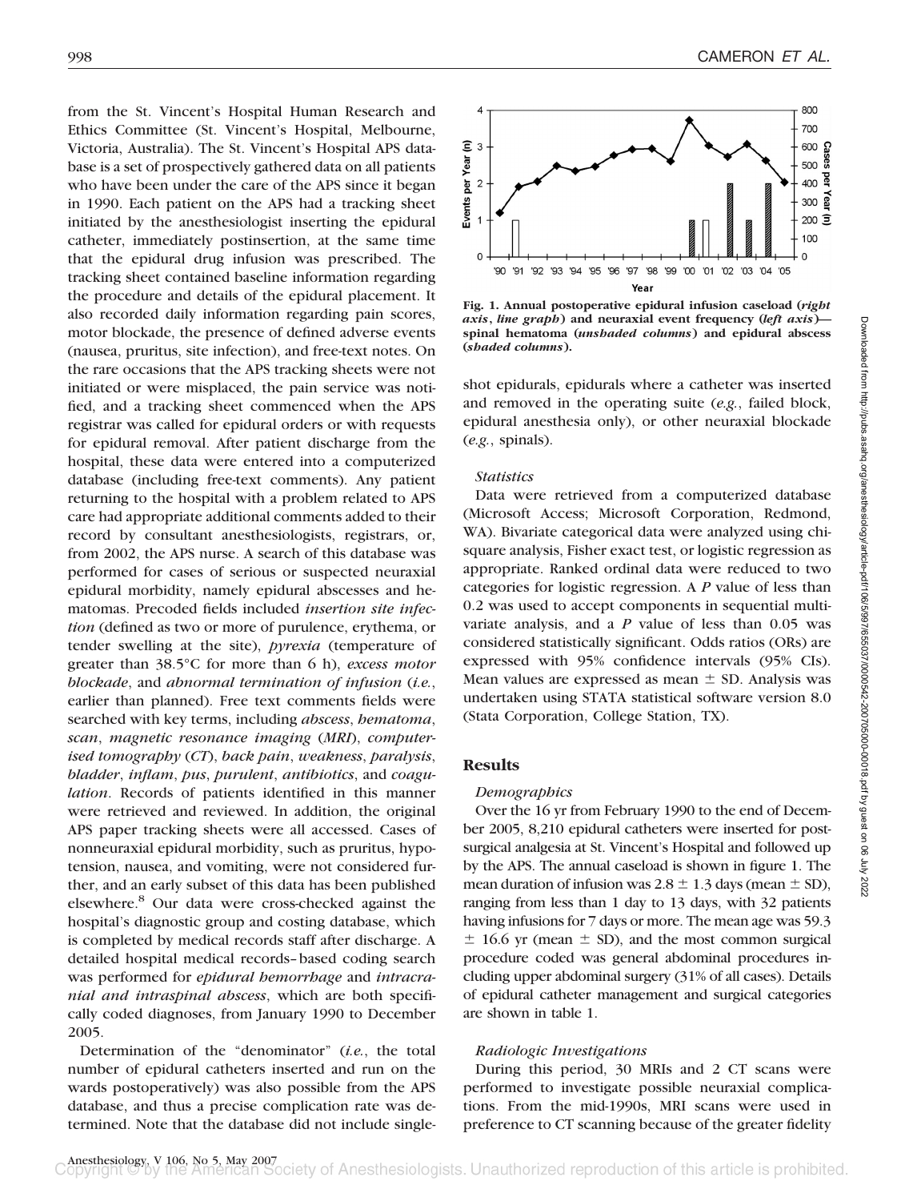from the St. Vincent's Hospital Human Research and Ethics Committee (St. Vincent's Hospital, Melbourne, Victoria, Australia). The St. Vincent's Hospital APS database is a set of prospectively gathered data on all patients who have been under the care of the APS since it began in 1990. Each patient on the APS had a tracking sheet initiated by the anesthesiologist inserting the epidural catheter, immediately postinsertion, at the same time that the epidural drug infusion was prescribed. The tracking sheet contained baseline information regarding the procedure and details of the epidural placement. It also recorded daily information regarding pain scores, motor blockade, the presence of defined adverse events (nausea, pruritus, site infection), and free-text notes. On the rare occasions that the APS tracking sheets were not initiated or were misplaced, the pain service was notified, and a tracking sheet commenced when the APS registrar was called for epidural orders or with requests for epidural removal. After patient discharge from the hospital, these data were entered into a computerized database (including free-text comments). Any patient returning to the hospital with a problem related to APS care had appropriate additional comments added to their record by consultant anesthesiologists, registrars, or, from 2002, the APS nurse. A search of this database was performed for cases of serious or suspected neuraxial epidural morbidity, namely epidural abscesses and hematomas. Precoded fields included *insertion site infection* (defined as two or more of purulence, erythema, or tender swelling at the site), *pyrexia* (temperature of greater than 38.5°C for more than 6 h), *excess motor blockade*, and *abnormal termination of infusion* (*i.e.*, earlier than planned). Free text comments fields were searched with key terms, including *abscess*, *hematoma*, *scan*, *magnetic resonance imaging* (*MRI*), *computerised tomography* (*CT*), *back pain*, *weakness*, *paralysis*, *bladder*, *inflam*, *pus*, *purulent*, *antibiotics*, and *coagulation*. Records of patients identified in this manner were retrieved and reviewed. In addition, the original APS paper tracking sheets were all accessed. Cases of nonneuraxial epidural morbidity, such as pruritus, hypotension, nausea, and vomiting, were not considered further, and an early subset of this data has been published elsewhere.[8] Our data were cross-checked against the hospital's diagnostic group and costing database, which is completed by medical records staff after discharge. A detailed hospital medical records–based coding search was performed for *epidural hemorrhage* and *intracranial and intraspinal abscess*, which are both specifically coded diagnoses, from January 1990 to December 2005.

Determination of the "denominator" (*i.e.*, the total number of epidural catheters inserted and run on the wards postoperatively) was also possible from the APS database, and thus a precise complication rate was determined. Note that the database did not include single-shot epidurals, epidurals where a catheter was inserted and removed in the operating suite (*e.g.*, failed block, epidural anesthesia only), or other neuraxial blockade (*e.g.*, spinals).

**Fig. 1. Annual postoperative epidural infusion caseload (*right axis*, *line graph*) and neuraxial event frequency (*left axis*)—spinal hematoma (*unshaded columns*) and epidural abscess (*shaded columns*).**

### *Statistics*

Data were retrieved from a computerized database (Microsoft Access; Microsoft Corporation, Redmond, WA). Bivariate categorical data were analyzed using chi-square analysis, Fisher exact test, or logistic regression as appropriate. Ranked ordinal data were reduced to two categories for logistic regression. A *P* value of less than 0.2 was used to accept components in sequential multivariate analysis, and a *P* value of less than 0.05 was considered statistically significant. Odds ratios (ORs) are expressed with 95% confidence intervals (95% CIs). Mean values are expressed as mean ± SD. Analysis was undertaken using STATA statistical software version 8.0 (Stata Corporation, College Station, TX).

## Results

### *Demographics*

Over the 16 yr from February 1990 to the end of December 2005, 8,210 epidural catheters were inserted for postsurgical analgesia at St. Vincent's Hospital and followed up by the APS. The annual caseload is shown in figure 1. The mean duration of infusion was 2.8 ± 1.3 days (mean ± SD), ranging from less than 1 day to 13 days, with 32 patients having infusions for 7 days or more. The mean age was 59.3 ± 16.6 yr (mean ± SD), and the most common surgical procedure coded was general abdominal procedures including upper abdominal surgery (31% of all cases). Details of epidural catheter management and surgical categories are shown in table 1.

### *Radiologic Investigations*

During this period, 30 MRIs and 2 CT scans were performed to investigate possible neuraxial complications. From the mid-1990s, MRI scans were used in preference to CT scanning because of the greater fidelity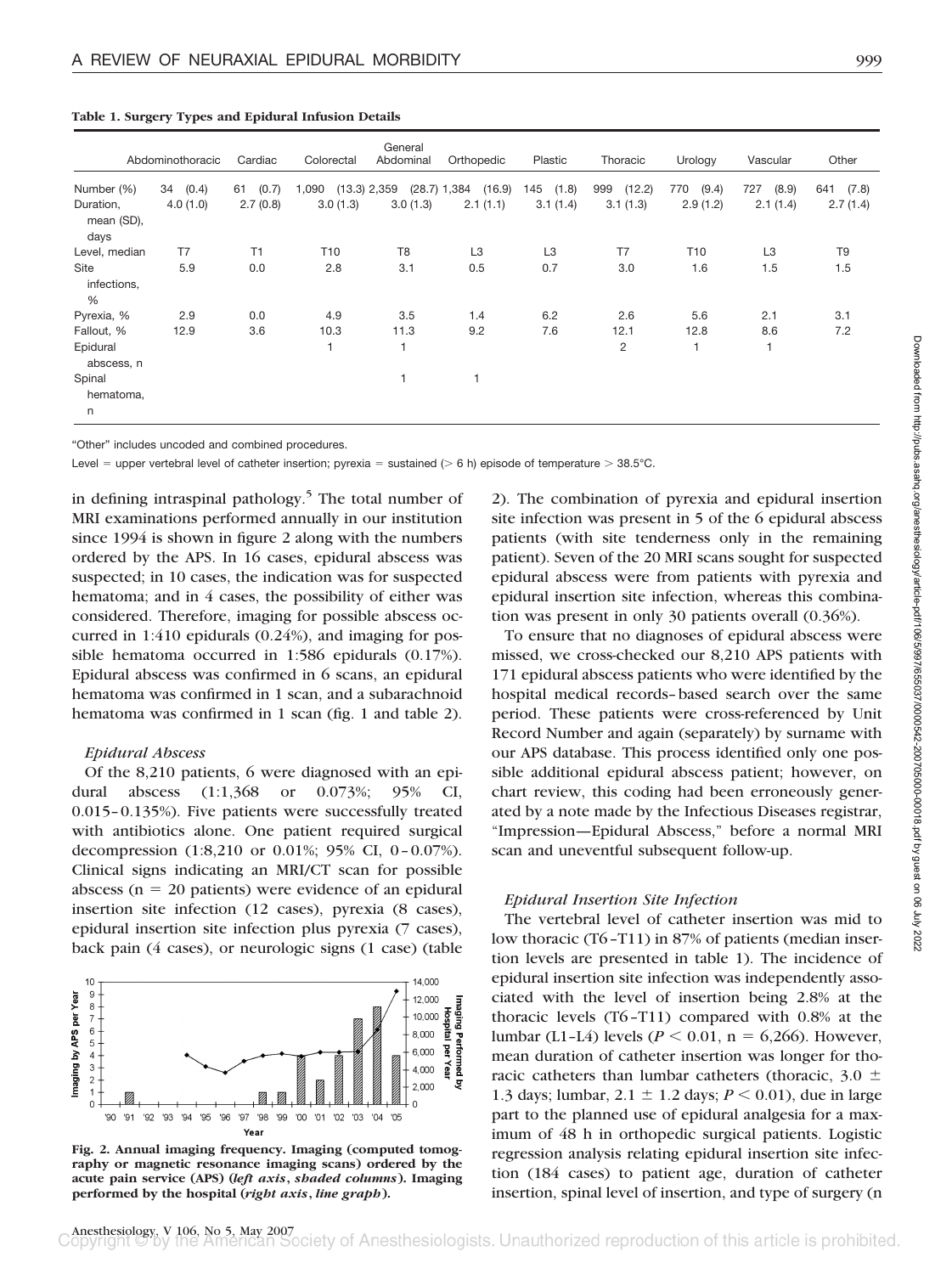**Table 1. Surgery Types and Epidural Infusion Details**

| | Abdominothoracic | Cardiac | Colorectal | General Abdominal | Orthopedic | Plastic | Thoracic | Urology | Vascular | Other |
|---|---|---|---|---|---|---|---|---|---|---|
| Number (%) | 34 (0.4) | 61 (0.7) | 1,090 (13.3) | 2,359 (28.7) | 1,384 (16.9) | 145 (1.8) | 999 (12.2) | 770 (9.4) | 727 (8.9) | 641 (7.8) |
| Duration, mean (SD), days | 4.0 (1.0) | 2.7 (0.8) | 3.0 (1.3) | 3.0 (1.3) | 2.1 (1.1) | 3.1 (1.4) | 3.1 (1.3) | 2.9 (1.2) | 2.1 (1.4) | 2.7 (1.4) |
| Level, median | T7 | T1 | T10 | T8 | L3 | L3 | T7 | T10 | L3 | T9 |
| Site infections, % | 5.9 | 0.0 | 2.8 | 3.1 | 0.5 | 0.7 | 3.0 | 1.6 | 1.5 | 1.5 |
| Pyrexia, % | 2.9 | 0.0 | 4.9 | 3.5 | 1.4 | 6.2 | 2.6 | 5.6 | 2.1 | 3.1 |
| Fallout, % | 12.9 | 3.6 | 10.3 | 11.3 | 9.2 | 7.6 | 12.1 | 12.8 | 8.6 | 7.2 |
| Epidural abscess, n | | | 1 | 1 | | | 2 | 1 | 1 | |
| Spinal hematoma, n | | | | 1 | 1 | | | | | |

"Other" includes uncoded and combined procedures.

Level = upper vertebral level of catheter insertion; pyrexia = sustained (> 6 h) episode of temperature > 38.5°C.

in defining intraspinal pathology.[5] The total number of MRI examinations performed annually in our institution since 1994 is shown in figure 2 along with the numbers ordered by the APS. In 16 cases, epidural abscess was suspected; in 10 cases, the indication was for suspected hematoma; and in 4 cases, the possibility of either was considered. Therefore, imaging for possible abscess occurred in 1:410 epidurals (0.24%), and imaging for possible hematoma occurred in 1:586 epidurals (0.17%). Epidural abscess was confirmed in 6 scans, an epidural hematoma was confirmed in 1 scan, and a subarachnoid hematoma was confirmed in 1 scan (fig. 1 and table 2).

### *Epidural Abscess*

Of the 8,210 patients, 6 were diagnosed with an epidural abscess (1:1,368 or 0.073%; 95% CI, 0.015–0.135%). Five patients were successfully treated with antibiotics alone. One patient required surgical decompression (1:8,210 or 0.01%; 95% CI, 0–0.07%). Clinical signs indicating an MRI/CT scan for possible abscess (n = 20 patients) were evidence of an epidural insertion site infection (12 cases), pyrexia (8 cases), epidural insertion site infection plus pyrexia (7 cases), back pain (4 cases), or neurologic signs (1 case) (table 2). The combination of pyrexia and epidural insertion site infection was present in 5 of the 6 epidural abscess patients (with site tenderness only in the remaining patient). Seven of the 20 MRI scans sought for suspected epidural abscess were from patients with pyrexia and epidural insertion site infection, whereas this combination was present in only 30 patients overall (0.36%).

**Fig. 2. Annual imaging frequency. Imaging (computed tomography or magnetic resonance imaging scans) ordered by the acute pain service (APS) (*left axis*, *shaded columns*). Imaging performed by the hospital (*right axis*, *line graph*).**

To ensure that no diagnoses of epidural abscess were missed, we cross-checked our 8,210 APS patients with 171 epidural abscess patients who were identified by the hospital medical records–based search over the same period. These patients were cross-referenced by Unit Record Number and again (separately) by surname with our APS database. This process identified only one possible additional epidural abscess patient; however, on chart review, this coding had been erroneously generated by a note made by the Infectious Diseases registrar, "Impression—Epidural Abscess," before a normal MRI scan and uneventful subsequent follow-up.

### *Epidural Insertion Site Infection*

The vertebral level of catheter insertion was mid to low thoracic (T6–T11) in 87% of patients (median insertion levels are presented in table 1). The incidence of epidural insertion site infection was independently associated with the level of insertion being 2.8% at the thoracic levels (T6–T11) compared with 0.8% at the lumbar (L1–L4) levels ($P < 0.01$, n = 6,266). However, mean duration of catheter insertion was longer for thoracic catheters than lumbar catheters (thoracic, 3.0 ± 1.3 days; lumbar, 2.1 ± 1.2 days; $P < 0.01$), due in large part to the planned use of epidural analgesia for a maximum of 48 h in orthopedic surgical patients. Logistic regression analysis relating epidural insertion site infection (184 cases) to patient age, duration of catheter insertion, spinal level of insertion, and type of surgery (n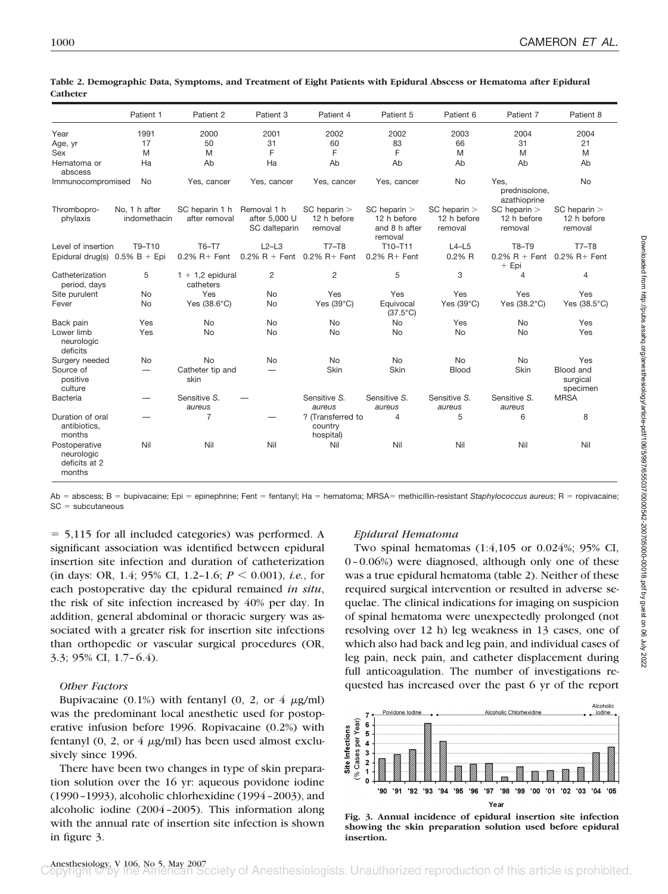**Table 2. Demographic Data, Symptoms, and Treatment of Eight Patients with Epidural Abscess or Hematoma after Epidural Catheter**

| | Patient 1 | Patient 2 | Patient 3 | Patient 4 | Patient 5 | Patient 6 | Patient 7 | Patient 8 |
|---|---|---|---|---|---|---|---|---|
| Year | 1991 | 2000 | 2001 | 2002 | 2002 | 2003 | 2004 | 2004 |
| Age, yr | 17 | 50 | 31 | 60 | 83 | 66 | 31 | 21 |
| Sex | M | M | F | F | F | M | M | M |
| Hematoma or abscess | Ha | Ab | Ha | Ab | Ab | Ab | Ab | Ab |
| Immunocompromised | No | Yes, cancer | Yes, cancer | Yes, cancer | Yes, cancer | No | Yes, prednisolone, azathioprine | No |
| Thromboprophylaxis | No, 1 h after indomethacin | SC heparin 1 h after removal | Removal 1 h after 5,000 U SC dalteparin | SC heparin > 12 h before removal | SC heparin > 12 h before and 8 h after removal | SC heparin > 12 h before removal | SC heparin > 12 h before removal | SC heparin > 12 h before removal |
| Level of insertion | T9–T10 | T6–T7 | L2–L3 | T7–T8 | T10–T11 | L4–L5 | T8–T9 | T7–T8 |
| Epidural drug(s) | 0.5% B + Epi | 0.2% R+ Fent | 0.2% R + Fent | 0.2% R+ Fent | 0.2% R+ Fent | 0.2% R | 0.2% R + Fent + Epi | 0.2% R+ Fent |
| Catheterization period, days | 5 | 1 + 1,2 epidural catheters | 2 | 2 | 5 | 3 | 4 | 4 |
| Site purulent | No | Yes | No | Yes | Yes | Yes | Yes | Yes |
| Fever | No | Yes (38.6°C) | No | Yes (39°C) | Equivocal (37.5°C) | Yes (39°C) | Yes (38.2°C) | Yes (38.5°C) |
| Back pain | Yes | No | No | No | No | Yes | No | Yes |
| Lower limb neurologic deficits | Yes | No | No | No | No | No | No | Yes |
| Surgery needed | No | No | No | No | No | No | No | Yes |
| Source of positive culture | — | Catheter tip and skin | — | Skin | Skin | Blood | Skin | Blood and surgical specimen |
| Bacteria | — | Sensitive *S. aureus* | — | Sensitive *S. aureus* | Sensitive *S. aureus* | Sensitive *S. aureus* | Sensitive *S. aureus* | MRSA |
| Duration of oral antibiotics, months | — | 7 | — | ? (Transferred to country hospital) | 4 | 5 | 6 | 8 |
| Postoperative neurologic deficits at 2 months | Nil | Nil | Nil | Nil | Nil | Nil | Nil | Nil |

Ab = abscess; B = bupivacaine; Epi = epinephrine; Fent = fentanyl; Ha = hematoma; MRSA= methicillin-resistant *Staphylococcus aureus*; R = ropivacaine; SC = subcutaneous

= 5,115 for all included categories) was performed. A significant association was identified between epidural insertion site infection and duration of catheterization (in days: OR, 1.4; 95% CI, 1.2–1.6; $P < 0.001$), *i.e.*, for each postoperative day the epidural remained *in situ*, the risk of site infection increased by 40% per day. In addition, general abdominal or thoracic surgery was associated with a greater risk for insertion site infections than orthopedic or vascular surgical procedures (OR, 3.3; 95% CI, 1.7–6.4).

### *Other Factors*

Bupivacaine (0.1%) with fentanyl (0, 2, or 4 μg/ml) was the predominant local anesthetic used for postoperative infusion before 1996. Ropivacaine (0.2%) with fentanyl (0, 2, or 4 μg/ml) has been used almost exclusively since 1996.

There have been two changes in type of skin preparation solution over the 16 yr: aqueous povidone iodine (1990–1993), alcoholic chlorhexidine (1994–2003), and alcoholic iodine (2004–2005). This information along with the annual rate of insertion site infection is shown in figure 3.

### *Epidural Hematoma*

Two spinal hematomas (1:4,105 or 0.024%; 95% CI, 0–0.06%) were diagnosed, although only one of these was a true epidural hematoma (table 2). Neither of these required surgical intervention or resulted in adverse sequelae. The clinical indications for imaging on suspicion of spinal hematoma were unexpectedly prolonged (not resolving over 12 h) leg weakness in 13 cases, one of which also had back and leg pain, and individual cases of leg pain, neck pain, and catheter displacement during full anticoagulation. The number of investigations requested has increased over the past 6 yr of the report

**Fig. 3. Annual incidence of epidural insertion site infection showing the skin preparation solution used before epidural insertion.**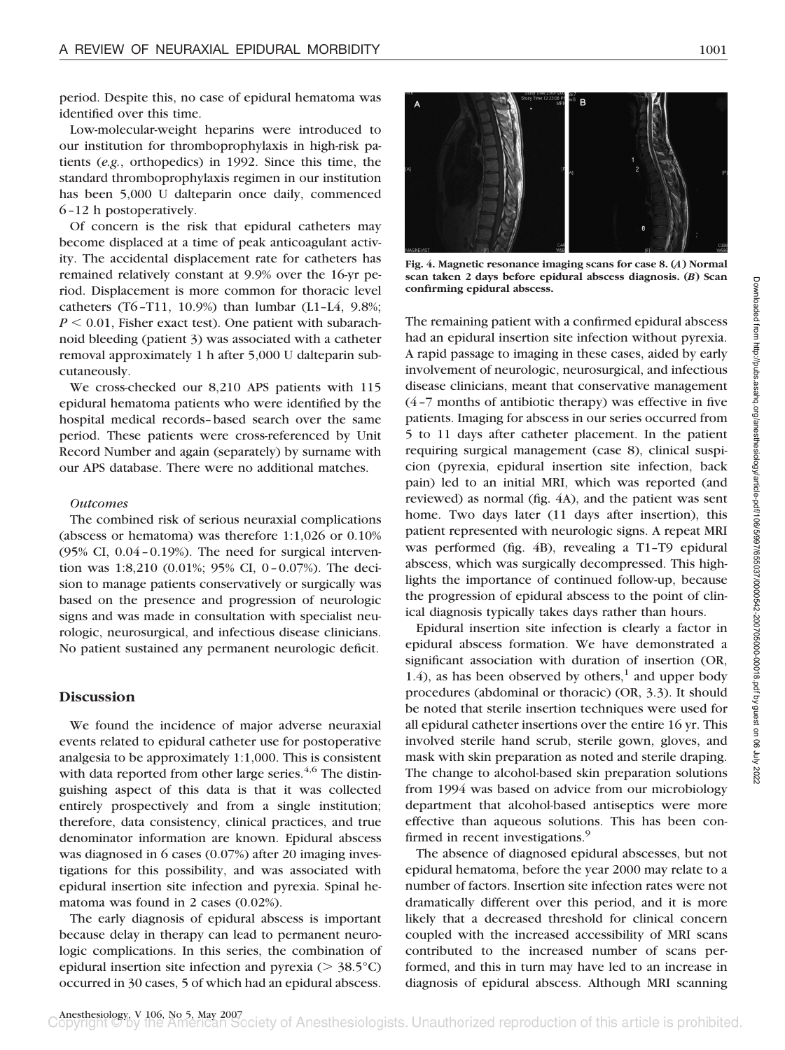period. Despite this, no case of epidural hematoma was identified over this time.

Low-molecular-weight heparins were introduced to our institution for thromboprophylaxis in high-risk patients (*e.g.*, orthopedics) in 1992. Since this time, the standard thromboprophylaxis regimen in our institution has been 5,000 U dalteparin once daily, commenced 6–12 h postoperatively.

Of concern is the risk that epidural catheters may become displaced at a time of peak anticoagulant activity. The accidental displacement rate for catheters has remained relatively constant at 9.9% over the 16-yr period. Displacement is more common for thoracic level catheters (T6–T11, 10.9%) than lumbar (L1–L4, 9.8%; $P < 0.01$, Fisher exact test). One patient with subarachnoid bleeding (patient 3) was associated with a catheter removal approximately 1 h after 5,000 U dalteparin subcutaneously.

We cross-checked our 8,210 APS patients with 115 epidural hematoma patients who were identified by the hospital medical records–based search over the same period. These patients were cross-referenced by Unit Record Number and again (separately) by surname with our APS database. There were no additional matches.

### *Outcomes*

The combined risk of serious neuraxial complications (abscess or hematoma) was therefore 1:1,026 or 0.10% (95% CI, 0.04–0.19%). The need for surgical intervention was 1:8,210 (0.01%; 95% CI, 0–0.07%). The decision to manage patients conservatively or surgically was based on the presence and progression of neurologic signs and was made in consultation with specialist neurologic, neurosurgical, and infectious disease clinicians. No patient sustained any permanent neurologic deficit.

## Discussion

We found the incidence of major adverse neuraxial events related to epidural catheter use for postoperative analgesia to be approximately 1:1,000. This is consistent with data reported from other large series.[4,6] The distinguishing aspect of this data is that it was collected entirely prospectively and from a single institution; therefore, data consistency, clinical practices, and true denominator information are known. Epidural abscess was diagnosed in 6 cases (0.07%) after 20 imaging investigations for this possibility, and was associated with epidural insertion site infection and pyrexia. Spinal hematoma was found in 2 cases (0.02%).

The early diagnosis of epidural abscess is important because delay in therapy can lead to permanent neurologic complications. In this series, the combination of epidural insertion site infection and pyrexia (> 38.5°C) occurred in 30 cases, 5 of which had an epidural abscess.

**Fig. 4. Magnetic resonance imaging scans for case 8. (*A*) Normal scan taken 2 days before epidural abscess diagnosis. (*B*) Scan confirming epidural abscess.**

The remaining patient with a confirmed epidural abscess had an epidural insertion site infection without pyrexia. A rapid passage to imaging in these cases, aided by early involvement of neurologic, neurosurgical, and infectious disease clinicians, meant that conservative management (4–7 months of antibiotic therapy) was effective in five patients. Imaging for abscess in our series occurred from 5 to 11 days after catheter placement. In the patient requiring surgical management (case 8), clinical suspicion (pyrexia, epidural insertion site infection, back pain) led to an initial MRI, which was reported (and reviewed) as normal (fig. 4A), and the patient was sent home. Two days later (11 days after insertion), this patient represented with neurologic signs. A repeat MRI was performed (fig. 4B), revealing a T1–T9 epidural abscess, which was surgically decompressed. This highlights the importance of continued follow-up, because the progression of epidural abscess to the point of clinical diagnosis typically takes days rather than hours.

Epidural insertion site infection is clearly a factor in epidural abscess formation. We have demonstrated a significant association with duration of insertion (OR, 1.4), as has been observed by others,[1] and upper body procedures (abdominal or thoracic) (OR, 3.3). It should be noted that sterile insertion techniques were used for all epidural catheter insertions over the entire 16 yr. This involved sterile hand scrub, sterile gown, gloves, and mask with skin preparation as noted and sterile draping. The change to alcohol-based skin preparation solutions from 1994 was based on advice from our microbiology department that alcohol-based antiseptics were more effective than aqueous solutions. This has been confirmed in recent investigations.[9]

The absence of diagnosed epidural abscesses, but not epidural hematoma, before the year 2000 may relate to a number of factors. Insertion site infection rates were not dramatically different over this period, and it is more likely that a decreased threshold for clinical concern coupled with the increased accessibility of MRI scans contributed to the increased number of scans performed, and this in turn may have led to an increase in diagnosis of epidural abscess. Although MRI scanning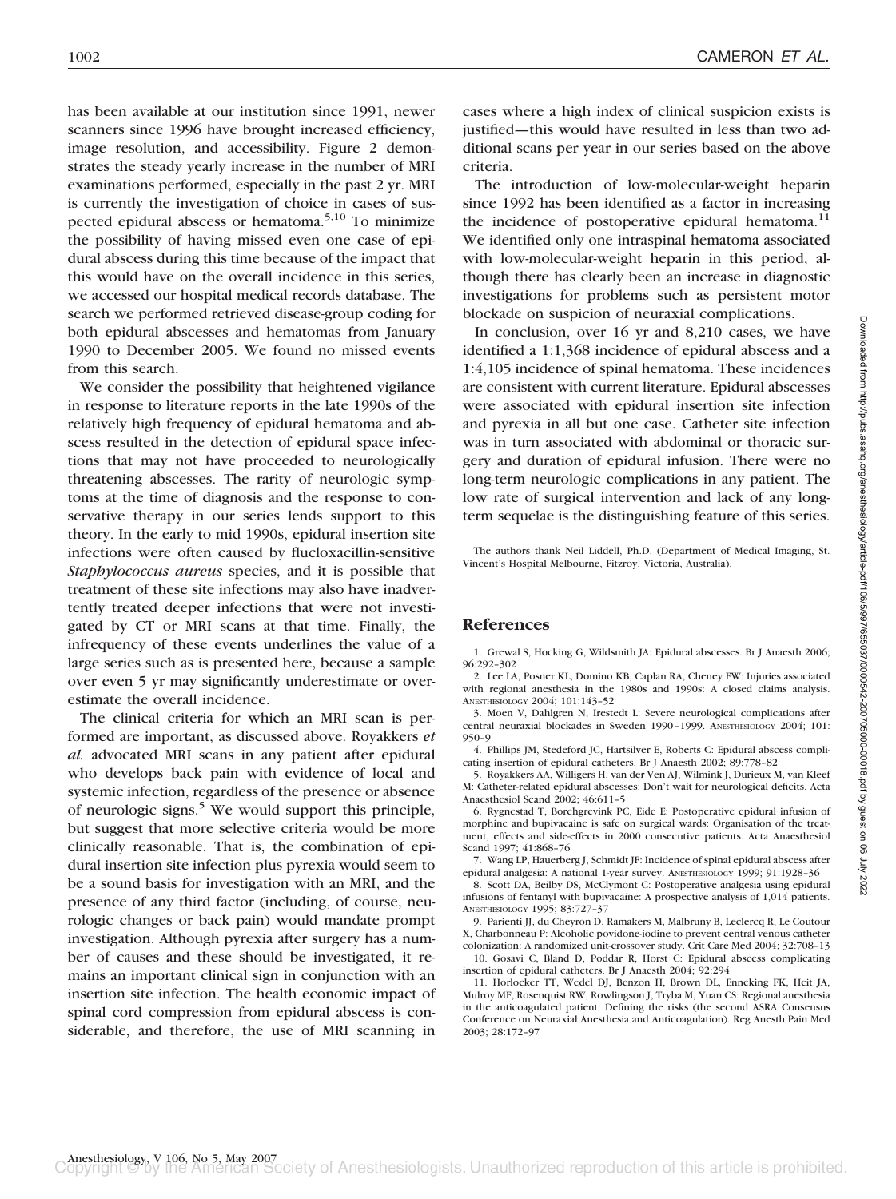has been available at our institution since 1991, newer scanners since 1996 have brought increased efficiency, image resolution, and accessibility. Figure 2 demonstrates the steady yearly increase in the number of MRI examinations performed, especially in the past 2 yr. MRI is currently the investigation of choice in cases of suspected epidural abscess or hematoma.[5,10] To minimize the possibility of having missed even one case of epidural abscess during this time because of the impact that this would have on the overall incidence in this series, we accessed our hospital medical records database. The search we performed retrieved disease-group coding for both epidural abscesses and hematomas from January 1990 to December 2005. We found no missed events from this search.

We consider the possibility that heightened vigilance in response to literature reports in the late 1990s of the relatively high frequency of epidural hematoma and abscess resulted in the detection of epidural space infections that may not have proceeded to neurologically threatening abscesses. The rarity of neurologic symptoms at the time of diagnosis and the response to conservative therapy in our series lends support to this theory. In the early to mid 1990s, epidural insertion site infections were often caused by flucloxacillin-sensitive *Staphylococcus aureus* species, and it is possible that treatment of these site infections may also have inadvertently treated deeper infections that were not investigated by CT or MRI scans at that time. Finally, the infrequency of these events underlines the value of a large series such as is presented here, because a sample over even 5 yr may significantly underestimate or overestimate the overall incidence.

The clinical criteria for which an MRI scan is performed are important, as discussed above. Royakkers *et al.* advocated MRI scans in any patient after epidural who develops back pain with evidence of local and systemic infection, regardless of the presence or absence of neurologic signs.[5] We would support this principle, but suggest that more selective criteria would be more clinically reasonable. That is, the combination of epidural insertion site infection plus pyrexia would seem to be a sound basis for investigation with an MRI, and the presence of any third factor (including, of course, neurologic changes or back pain) would mandate prompt investigation. Although pyrexia after surgery has a number of causes and these should be investigated, it remains an important clinical sign in conjunction with an insertion site infection. The health economic impact of spinal cord compression from epidural abscess is considerable, and therefore, the use of MRI scanning in cases where a high index of clinical suspicion exists is justified—this would have resulted in less than two additional scans per year in our series based on the above criteria.

The introduction of low-molecular-weight heparin since 1992 has been identified as a factor in increasing the incidence of postoperative epidural hematoma.[11] We identified only one intraspinal hematoma associated with low-molecular-weight heparin in this period, although there has clearly been an increase in diagnostic investigations for problems such as persistent motor blockade on suspicion of neuraxial complications.

In conclusion, over 16 yr and 8,210 cases, we have identified a 1:1,368 incidence of epidural abscess and a 1:4,105 incidence of spinal hematoma. These incidences are consistent with current literature. Epidural abscesses were associated with epidural insertion site infection and pyrexia in all but one case. Catheter site infection was in turn associated with abdominal or thoracic surgery and duration of epidural infusion. There were no long-term neurologic complications in any patient. The low rate of surgical intervention and lack of any long-term sequelae is the distinguishing feature of this series.

The authors thank Neil Liddell, Ph.D. (Department of Medical Imaging, St. Vincent's Hospital Melbourne, Fitzroy, Victoria, Australia).

## References

1. Grewal S, Hocking G, Wildsmith JA: Epidural abscesses. Br J Anaesth 2006; 96:292–302
2. Lee LA, Posner KL, Domino KB, Caplan RA, Cheney FW: Injuries associated with regional anesthesia in the 1980s and 1990s: A closed claims analysis. ANESTHESIOLOGY 2004; 101:143–52
3. Moen V, Dahlgren N, Irestedt L: Severe neurological complications after central neuraxial blockades in Sweden 1990–1999. ANESTHESIOLOGY 2004; 101: 950–9
4. Phillips JM, Stedeford JC, Hartsilver E, Roberts C: Epidural abscess complicating insertion of epidural catheters. Br J Anaesth 2002; 89:778–82
5. Royakkers AA, Willigers H, van der Ven AJ, Wilmink J, Durieux M, van Kleef M: Catheter-related epidural abscesses: Don't wait for neurological deficits. Acta Anaesthesiol Scand 2002; 46:611–5
6. Rygnestad T, Borchgrevink PC, Eide E: Postoperative epidural infusion of morphine and bupivacaine is safe on surgical wards: Organisation of the treatment, effects and side-effects in 2000 consecutive patients. Acta Anaesthesiol Scand 1997; 41:868–76
7. Wang LP, Hauerberg J, Schmidt JF: Incidence of spinal epidural abscess after epidural analgesia: A national 1-year survey. ANESTHESIOLOGY 1999; 91:1928–36
8. Scott DA, Beilby DS, McClymont C: Postoperative analgesia using epidural infusions of fentanyl with bupivacaine: A prospective analysis of 1,014 patients. ANESTHESIOLOGY 1995; 83:727–37
9. Parienti JJ, du Cheyron D, Ramakers M, Malbruny B, Leclercq R, Le Coutour X, Charbonneau P: Alcoholic povidone-iodine to prevent central venous catheter colonization: A randomized unit-crossover study. Crit Care Med 2004; 32:708–13
10. Gosavi C, Bland D, Poddar R, Horst C: Epidural abscess complicating insertion of epidural catheters. Br J Anaesth 2004; 92:294
11. Horlocker TT, Wedel DJ, Benzon H, Brown DL, Enneking FK, Heit JA, Mulroy MF, Rosenquist RW, Rowlingson J, Tryba M, Yuan CS: Regional anesthesia in the anticoagulated patient: Defining the risks (the second ASRA Consensus Conference on Neuraxial Anesthesia and Anticoagulation). Reg Anesth Pain Med 2003; 28:172–97